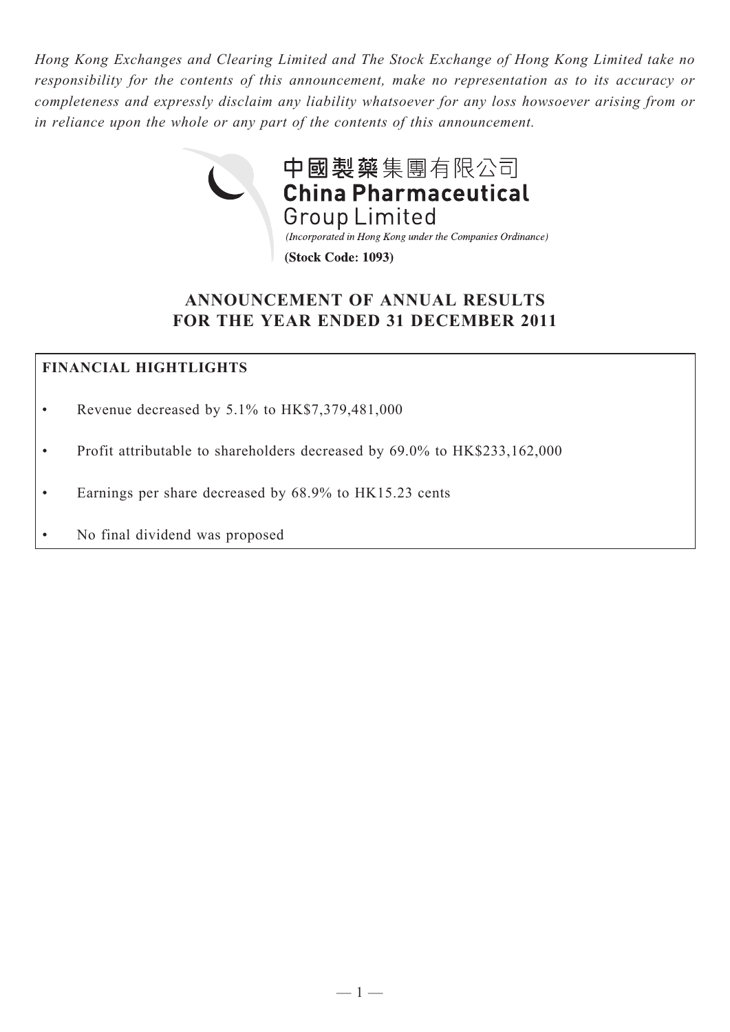*Hong Kong Exchanges and Clearing Limited and The Stock Exchange of Hong Kong Limited take no responsibility for the contents of this announcement, make no representation as to its accuracy or completeness and expressly disclaim any liability whatsoever for any loss howsoever arising from or in reliance upon the whole or any part of the contents of this announcement.*

中國製藥集團有限公司
**China Pharmaceutical Group Limited**

*(Incorporated in Hong Kong under the Companies Ordinance)*

**(Stock Code: 1093)**

# ANNOUNCEMENT OF ANNUAL RESULTS FOR THE YEAR ENDED 31 DECEMBER 2011

**FINANCIAL HIGHTLIGHTS**

- Revenue decreased by 5.1% to HK$7,379,481,000
- Profit attributable to shareholders decreased by 69.0% to HK$233,162,000
- Earnings per share decreased by 68.9% to HK15.23 cents
- No final dividend was proposed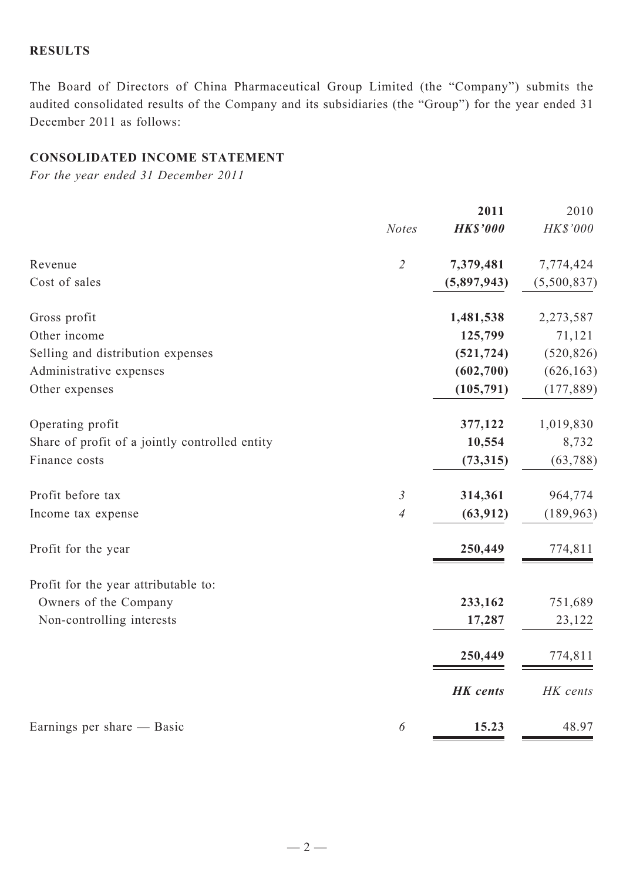## RESULTS

The Board of Directors of China Pharmaceutical Group Limited (the "Company") submits the audited consolidated results of the Company and its subsidiaries (the "Group") for the year ended 31 December 2011 as follows:

## CONSOLIDATED INCOME STATEMENT

*For the year ended 31 December 2011*

| | *Notes* | **2011** | 2010 |
|---|---|---|---|
| | | ***HK$'000*** | *HK$'000* |
| Revenue | *2* | **7,379,481** | 7,774,424 |
| Cost of sales | | **(5,897,943)** | (5,500,837) |
| Gross profit | | **1,481,538** | 2,273,587 |
| Other income | | **125,799** | 71,121 |
| Selling and distribution expenses | | **(521,724)** | (520,826) |
| Administrative expenses | | **(602,700)** | (626,163) |
| Other expenses | | **(105,791)** | (177,889) |
| Operating profit | | **377,122** | 1,019,830 |
| Share of profit of a jointly controlled entity | | **10,554** | 8,732 |
| Finance costs | | **(73,315)** | (63,788) |
| Profit before tax | *3* | **314,361** | 964,774 |
| Income tax expense | *4* | **(63,912)** | (189,963) |
| Profit for the year | | **250,449** | 774,811 |
| Profit for the year attributable to: | | | |
| Owners of the Company | | **233,162** | 751,689 |
| Non-controlling interests | | **17,287** | 23,122 |
| | | **250,449** | 774,811 |
| | | ***HK cents*** | *HK cents* |
| Earnings per share — Basic | *6* | **15.23** | 48.97 |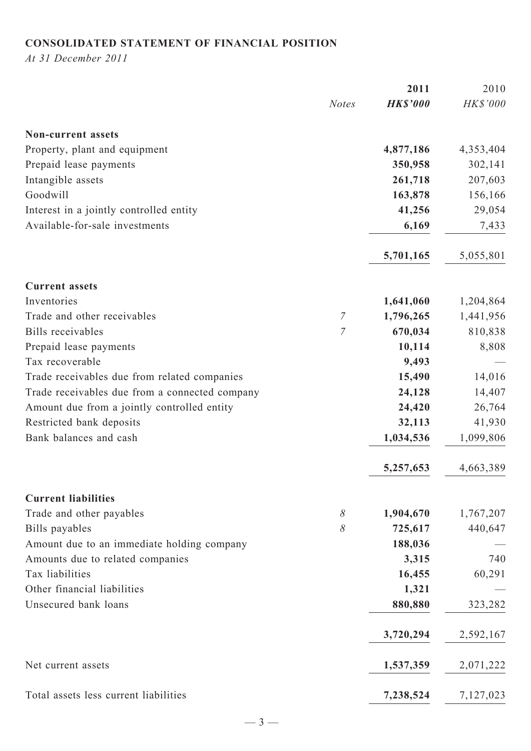## CONSOLIDATED STATEMENT OF FINANCIAL POSITION

*At 31 December 2011*

| | *Notes* | **2011** | 2010 |
|---|---|---|---|
| | | ***HK$'000*** | *HK$'000* |
| **Non-current assets** | | | |
| Property, plant and equipment | | **4,877,186** | 4,353,404 |
| Prepaid lease payments | | **350,958** | 302,141 |
| Intangible assets | | **261,718** | 207,603 |
| Goodwill | | **163,878** | 156,166 |
| Interest in a jointly controlled entity | | **41,256** | 29,054 |
| Available-for-sale investments | | **6,169** | 7,433 |
| | | **5,701,165** | 5,055,801 |
| **Current assets** | | | |
| Inventories | | **1,641,060** | 1,204,864 |
| Trade and other receivables | *7* | **1,796,265** | 1,441,956 |
| Bills receivables | *7* | **670,034** | 810,838 |
| Prepaid lease payments | | **10,114** | 8,808 |
| Tax recoverable | | **9,493** | — |
| Trade receivables due from related companies | | **15,490** | 14,016 |
| Trade receivables due from a connected company | | **24,128** | 14,407 |
| Amount due from a jointly controlled entity | | **24,420** | 26,764 |
| Restricted bank deposits | | **32,113** | 41,930 |
| Bank balances and cash | | **1,034,536** | 1,099,806 |
| | | **5,257,653** | 4,663,389 |
| **Current liabilities** | | | |
| Trade and other payables | *8* | **1,904,670** | 1,767,207 |
| Bills payables | *8* | **725,617** | 440,647 |
| Amount due to an immediate holding company | | **188,036** | — |
| Amounts due to related companies | | **3,315** | 740 |
| Tax liabilities | | **16,455** | 60,291 |
| Other financial liabilities | | **1,321** | — |
| Unsecured bank loans | | **880,880** | 323,282 |
| | | **3,720,294** | 2,592,167 |
| Net current assets | | **1,537,359** | 2,071,222 |
| Total assets less current liabilities | | **7,238,524** | 7,127,023 |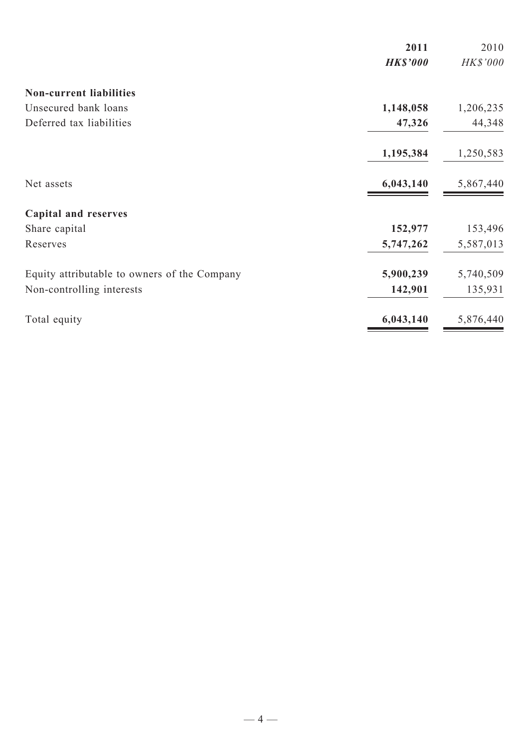| | 2011 | 2010 |
|---|---|---|
| | ***HK$'000*** | *HK$'000* |
| **Non-current liabilities** | | |
| Unsecured bank loans | **1,148,058** | 1,206,235 |
| Deferred tax liabilities | **47,326** | 44,348 |
| | **1,195,384** | 1,250,583 |
| Net assets | **6,043,140** | 5,867,440 |
| **Capital and reserves** | | |
| Share capital | **152,977** | 153,496 |
| Reserves | **5,747,262** | 5,587,013 |
| Equity attributable to owners of the Company | **5,900,239** | 5,740,509 |
| Non-controlling interests | **142,901** | 135,931 |
| Total equity | **6,043,140** | 5,876,440 |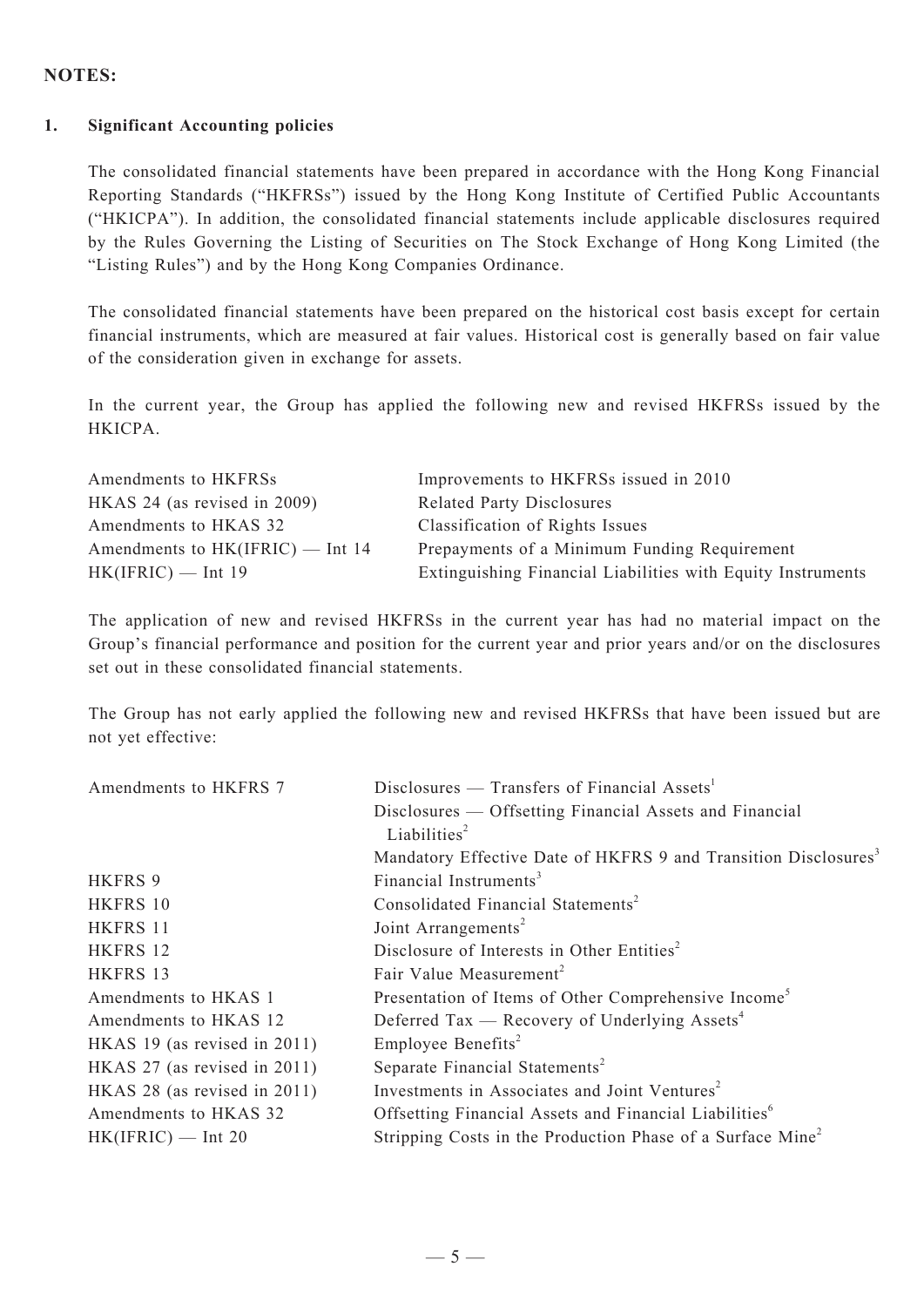**NOTES:**

**1. Significant Accounting policies**

The consolidated financial statements have been prepared in accordance with the Hong Kong Financial Reporting Standards ("HKFRSs") issued by the Hong Kong Institute of Certified Public Accountants ("HKICPA"). In addition, the consolidated financial statements include applicable disclosures required by the Rules Governing the Listing of Securities on The Stock Exchange of Hong Kong Limited (the "Listing Rules") and by the Hong Kong Companies Ordinance.

The consolidated financial statements have been prepared on the historical cost basis except for certain financial instruments, which are measured at fair values. Historical cost is generally based on fair value of the consideration given in exchange for assets.

In the current year, the Group has applied the following new and revised HKFRSs issued by the HKICPA.

| | |
|---|---|
| Amendments to HKFRSs | Improvements to HKFRSs issued in 2010 |
| HKAS 24 (as revised in 2009) | Related Party Disclosures |
| Amendments to HKAS 32 | Classification of Rights Issues |
| Amendments to HK(IFRIC) — Int 14 | Prepayments of a Minimum Funding Requirement |
| HK(IFRIC) — Int 19 | Extinguishing Financial Liabilities with Equity Instruments |

The application of new and revised HKFRSs in the current year has had no material impact on the Group's financial performance and position for the current year and prior years and/or on the disclosures set out in these consolidated financial statements.

The Group has not early applied the following new and revised HKFRSs that have been issued but are not yet effective:

| | |
|---|---|
| Amendments to HKFRS 7 | Disclosures — Transfers of Financial Assets[1] |
| | Disclosures — Offsetting Financial Assets and Financial Liabilities[2] |
| | Mandatory Effective Date of HKFRS 9 and Transition Disclosures[3] |
| HKFRS 9 | Financial Instruments[3] |
| HKFRS 10 | Consolidated Financial Statements[2] |
| HKFRS 11 | Joint Arrangements[2] |
| HKFRS 12 | Disclosure of Interests in Other Entities[2] |
| HKFRS 13 | Fair Value Measurement[2] |
| Amendments to HKAS 1 | Presentation of Items of Other Comprehensive Income[5] |
| Amendments to HKAS 12 | Deferred Tax — Recovery of Underlying Assets[4] |
| HKAS 19 (as revised in 2011) | Employee Benefits[2] |
| HKAS 27 (as revised in 2011) | Separate Financial Statements[2] |
| HKAS 28 (as revised in 2011) | Investments in Associates and Joint Ventures[2] |
| Amendments to HKAS 32 | Offsetting Financial Assets and Financial Liabilities[6] |
| HK(IFRIC) — Int 20 | Stripping Costs in the Production Phase of a Surface Mine[2] |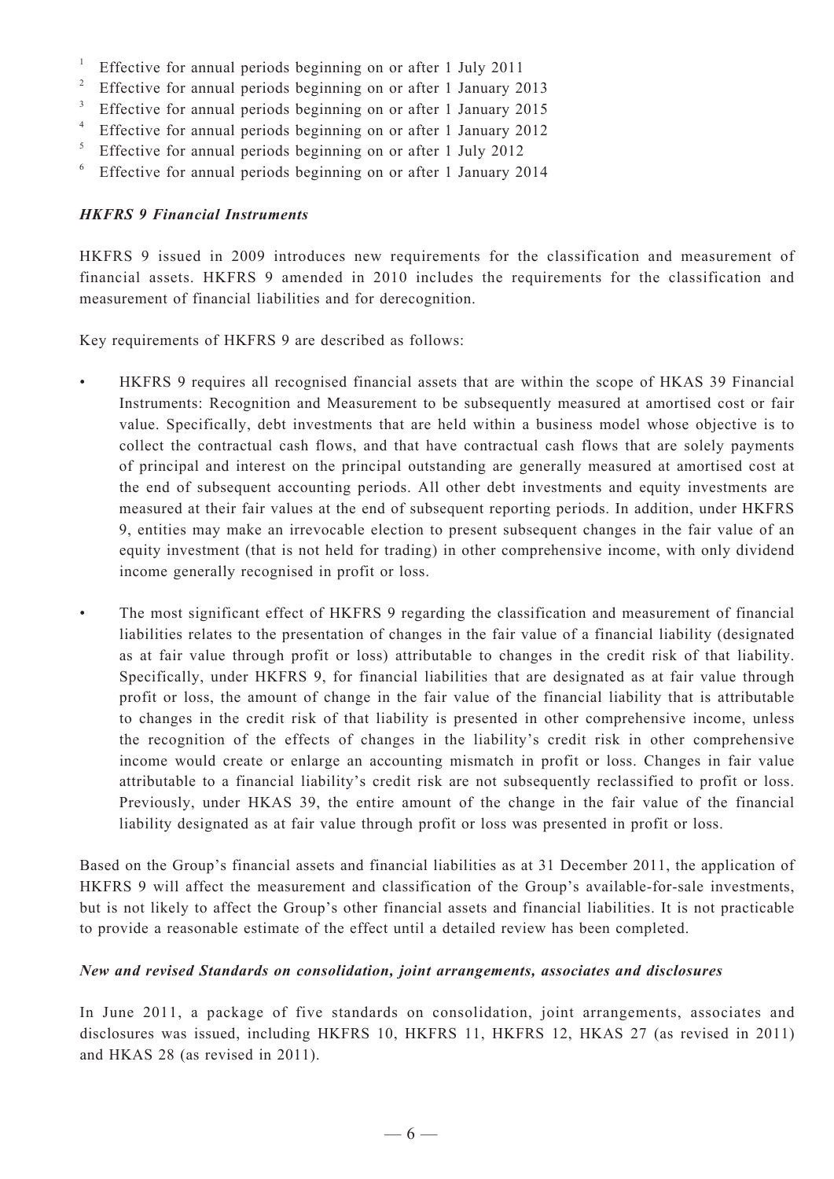[1] Effective for annual periods beginning on or after 1 July 2011
[2] Effective for annual periods beginning on or after 1 January 2013
[3] Effective for annual periods beginning on or after 1 January 2015
[4] Effective for annual periods beginning on or after 1 January 2012
[5] Effective for annual periods beginning on or after 1 July 2012
[6] Effective for annual periods beginning on or after 1 January 2014

***HKFRS 9 Financial Instruments***

HKFRS 9 issued in 2009 introduces new requirements for the classification and measurement of financial assets. HKFRS 9 amended in 2010 includes the requirements for the classification and measurement of financial liabilities and for derecognition.

Key requirements of HKFRS 9 are described as follows:

- HKFRS 9 requires all recognised financial assets that are within the scope of HKAS 39 Financial Instruments: Recognition and Measurement to be subsequently measured at amortised cost or fair value. Specifically, debt investments that are held within a business model whose objective is to collect the contractual cash flows, and that have contractual cash flows that are solely payments of principal and interest on the principal outstanding are generally measured at amortised cost at the end of subsequent accounting periods. All other debt investments and equity investments are measured at their fair values at the end of subsequent reporting periods. In addition, under HKFRS 9, entities may make an irrevocable election to present subsequent changes in the fair value of an equity investment (that is not held for trading) in other comprehensive income, with only dividend income generally recognised in profit or loss.

- The most significant effect of HKFRS 9 regarding the classification and measurement of financial liabilities relates to the presentation of changes in the fair value of a financial liability (designated as at fair value through profit or loss) attributable to changes in the credit risk of that liability. Specifically, under HKFRS 9, for financial liabilities that are designated as at fair value through profit or loss, the amount of change in the fair value of the financial liability that is attributable to changes in the credit risk of that liability is presented in other comprehensive income, unless the recognition of the effects of changes in the liability's credit risk in other comprehensive income would create or enlarge an accounting mismatch in profit or loss. Changes in fair value attributable to a financial liability's credit risk are not subsequently reclassified to profit or loss. Previously, under HKAS 39, the entire amount of the change in the fair value of the financial liability designated as at fair value through profit or loss was presented in profit or loss.

Based on the Group's financial assets and financial liabilities as at 31 December 2011, the application of HKFRS 9 will affect the measurement and classification of the Group's available-for-sale investments, but is not likely to affect the Group's other financial assets and financial liabilities. It is not practicable to provide a reasonable estimate of the effect until a detailed review has been completed.

***New and revised Standards on consolidation, joint arrangements, associates and disclosures***

In June 2011, a package of five standards on consolidation, joint arrangements, associates and disclosures was issued, including HKFRS 10, HKFRS 11, HKFRS 12, HKAS 27 (as revised in 2011) and HKAS 28 (as revised in 2011).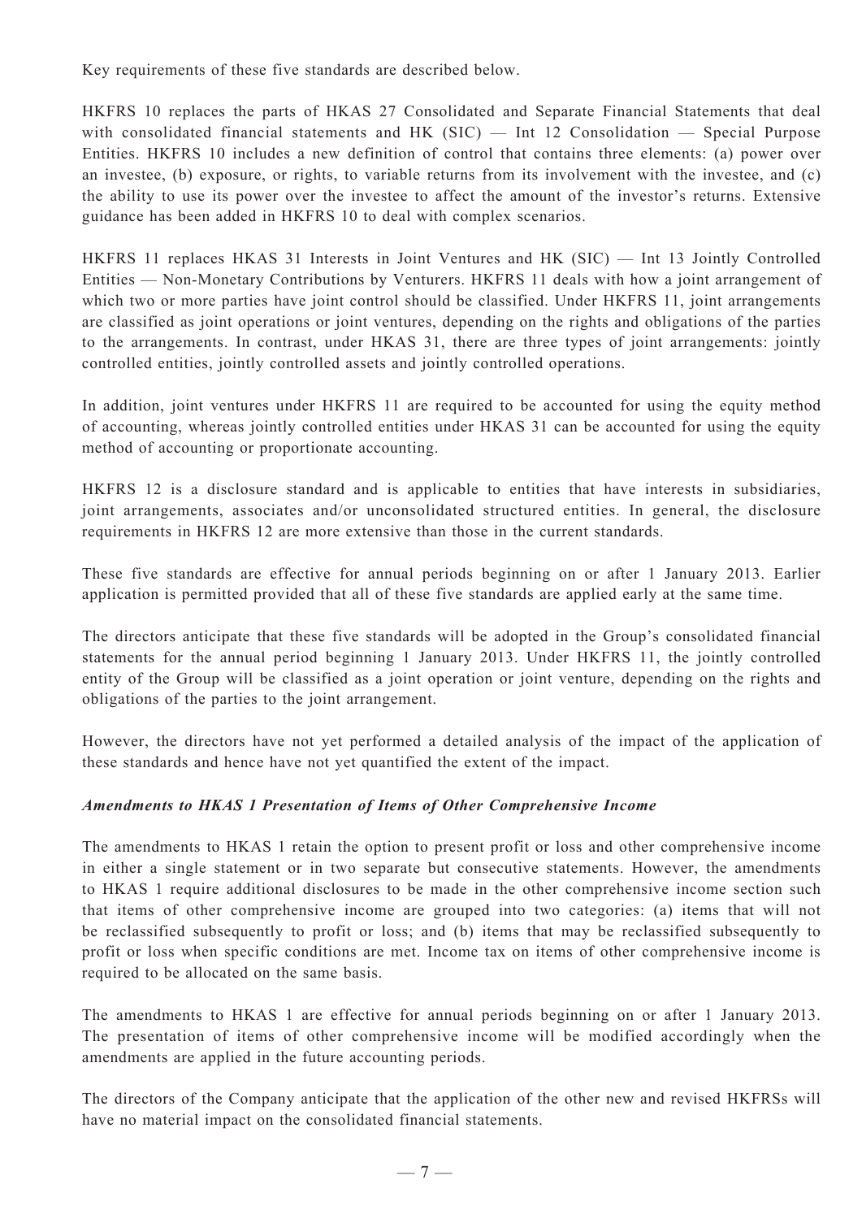Key requirements of these five standards are described below.

HKFRS 10 replaces the parts of HKAS 27 Consolidated and Separate Financial Statements that deal with consolidated financial statements and HK (SIC) — Int 12 Consolidation — Special Purpose Entities. HKFRS 10 includes a new definition of control that contains three elements: (a) power over an investee, (b) exposure, or rights, to variable returns from its involvement with the investee, and (c) the ability to use its power over the investee to affect the amount of the investor's returns. Extensive guidance has been added in HKFRS 10 to deal with complex scenarios.

HKFRS 11 replaces HKAS 31 Interests in Joint Ventures and HK (SIC) — Int 13 Jointly Controlled Entities — Non-Monetary Contributions by Venturers. HKFRS 11 deals with how a joint arrangement of which two or more parties have joint control should be classified. Under HKFRS 11, joint arrangements are classified as joint operations or joint ventures, depending on the rights and obligations of the parties to the arrangements. In contrast, under HKAS 31, there are three types of joint arrangements: jointly controlled entities, jointly controlled assets and jointly controlled operations.

In addition, joint ventures under HKFRS 11 are required to be accounted for using the equity method of accounting, whereas jointly controlled entities under HKAS 31 can be accounted for using the equity method of accounting or proportionate accounting.

HKFRS 12 is a disclosure standard and is applicable to entities that have interests in subsidiaries, joint arrangements, associates and/or unconsolidated structured entities. In general, the disclosure requirements in HKFRS 12 are more extensive than those in the current standards.

These five standards are effective for annual periods beginning on or after 1 January 2013. Earlier application is permitted provided that all of these five standards are applied early at the same time.

The directors anticipate that these five standards will be adopted in the Group's consolidated financial statements for the annual period beginning 1 January 2013. Under HKFRS 11, the jointly controlled entity of the Group will be classified as a joint operation or joint venture, depending on the rights and obligations of the parties to the joint arrangement.

However, the directors have not yet performed a detailed analysis of the impact of the application of these standards and hence have not yet quantified the extent of the impact.

***Amendments to HKAS 1 Presentation of Items of Other Comprehensive Income***

The amendments to HKAS 1 retain the option to present profit or loss and other comprehensive income in either a single statement or in two separate but consecutive statements. However, the amendments to HKAS 1 require additional disclosures to be made in the other comprehensive income section such that items of other comprehensive income are grouped into two categories: (a) items that will not be reclassified subsequently to profit or loss; and (b) items that may be reclassified subsequently to profit or loss when specific conditions are met. Income tax on items of other comprehensive income is required to be allocated on the same basis.

The amendments to HKAS 1 are effective for annual periods beginning on or after 1 January 2013. The presentation of items of other comprehensive income will be modified accordingly when the amendments are applied in the future accounting periods.

The directors of the Company anticipate that the application of the other new and revised HKFRSs will have no material impact on the consolidated financial statements.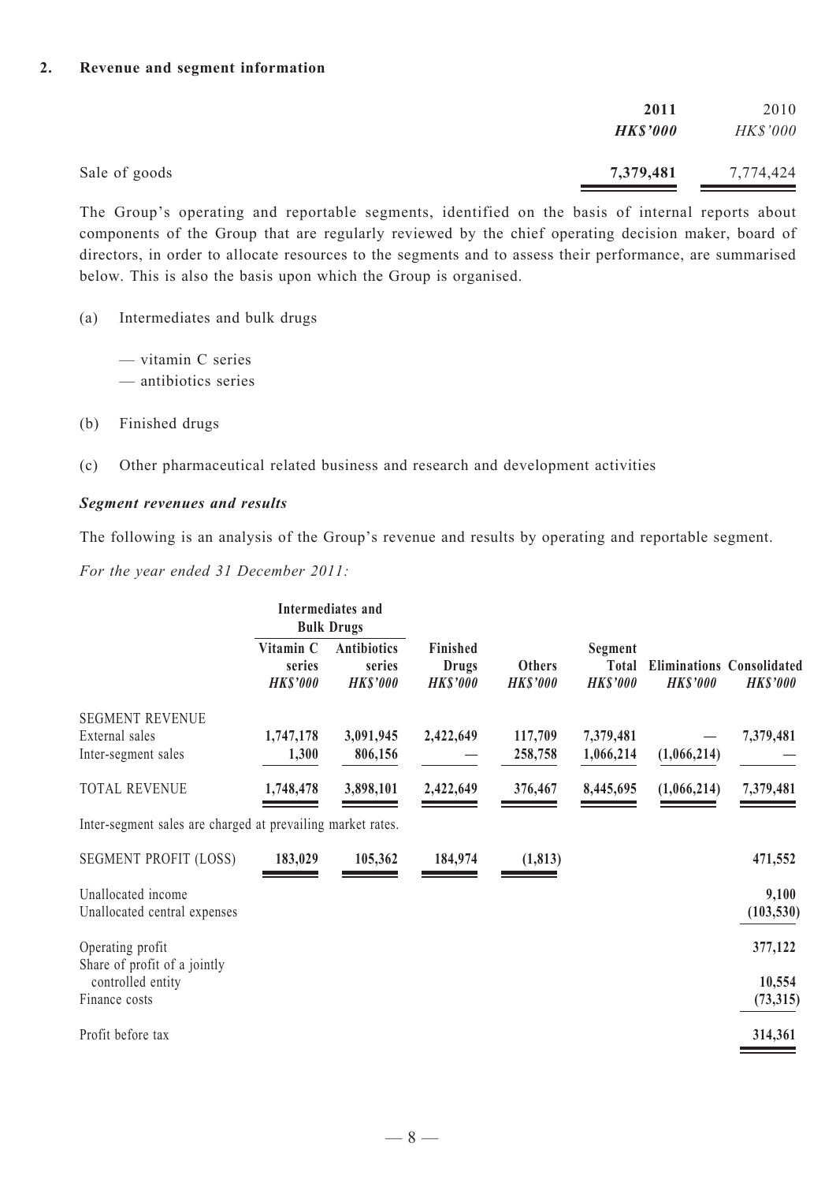## 2. Revenue and segment information

| | 2011 | 2010 |
|---|---|---|
| | ***HK$'000*** | *HK$'000* |
| Sale of goods | **7,379,481** | 7,774,424 |

The Group's operating and reportable segments, identified on the basis of internal reports about components of the Group that are regularly reviewed by the chief operating decision maker, board of directors, in order to allocate resources to the segments and to assess their performance, are summarised below. This is also the basis upon which the Group is organised.

(a) Intermediates and bulk drugs

— vitamin C series
— antibiotics series

(b) Finished drugs

(c) Other pharmaceutical related business and research and development activities

### *Segment revenues and results*

The following is an analysis of the Group's revenue and results by operating and reportable segment.

*For the year ended 31 December 2011:*

| | Intermediates and Bulk Drugs | | | | | | |
|---|---|---|---|---|---|---|---|
| | Vitamin C series | Antibiotics series | Finished Drugs | Others | Segment Total | Eliminations | Consolidated |
| | *HK$'000* | *HK$'000* | *HK$'000* | *HK$'000* | *HK$'000* | *HK$'000* | *HK$'000* |
| SEGMENT REVENUE | | | | | | | |
| External sales | 1,747,178 | 3,091,945 | 2,422,649 | 117,709 | 7,379,481 | — | 7,379,481 |
| Inter-segment sales | 1,300 | 806,156 | — | 258,758 | 1,066,214 | (1,066,214) | — |
| TOTAL REVENUE | 1,748,478 | 3,898,101 | 2,422,649 | 376,467 | 8,445,695 | (1,066,214) | 7,379,481 |
| Inter-segment sales are charged at prevailing market rates. | | | | | | | |
| SEGMENT PROFIT (LOSS) | 183,029 | 105,362 | 184,974 | (1,813) | | | 471,552 |
| Unallocated income | | | | | | | 9,100 |
| Unallocated central expenses | | | | | | | (103,530) |
| Operating profit | | | | | | | 377,122 |
| Share of profit of a jointly controlled entity | | | | | | | 10,554 |
| Finance costs | | | | | | | (73,315) |
| Profit before tax | | | | | | | 314,361 |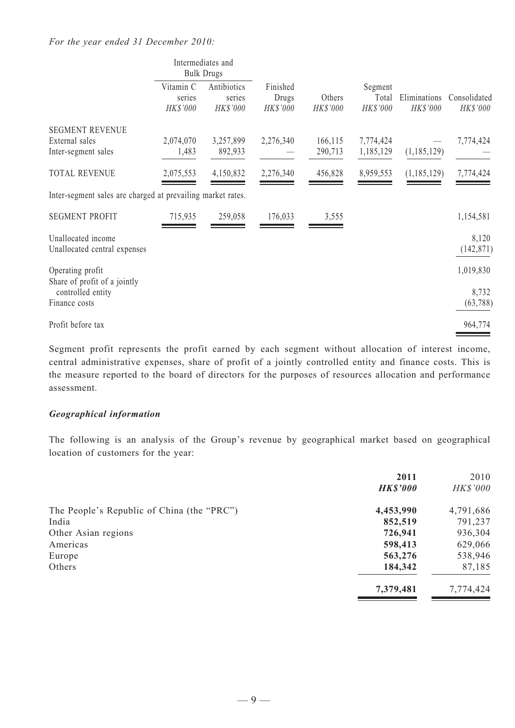*For the year ended 31 December 2010:*

| | Intermediates and Bulk Drugs | | | | | | |
|---|---|---|---|---|---|---|---|
| | Vitamin C series *HK$'000* | Antibiotics series *HK$'000* | Finished Drugs *HK$'000* | Others *HK$'000* | Segment Total *HK$'000* | Eliminations *HK$'000* | Consolidated *HK$'000* |
| SEGMENT REVENUE | | | | | | | |
| External sales | 2,074,070 | 3,257,899 | 2,276,340 | 166,115 | 7,774,424 | — | 7,774,424 |
| Inter-segment sales | 1,483 | 892,933 | — | 290,713 | 1,185,129 | (1,185,129) | — |
| TOTAL REVENUE | 2,075,553 | 4,150,832 | 2,276,340 | 456,828 | 8,959,553 | (1,185,129) | 7,774,424 |
| Inter-segment sales are charged at prevailing market rates. | | | | | | | |
| SEGMENT PROFIT | 715,935 | 259,058 | 176,033 | 3,555 | | | 1,154,581 |
| Unallocated income | | | | | | | 8,120 |
| Unallocated central expenses | | | | | | | (142,871) |
| Operating profit | | | | | | | 1,019,830 |
| Share of profit of a jointly controlled entity | | | | | | | 8,732 |
| Finance costs | | | | | | | (63,788) |
| Profit before tax | | | | | | | 964,774 |

Segment profit represents the profit earned by each segment without allocation of interest income, central administrative expenses, share of profit of a jointly controlled entity and finance costs. This is the measure reported to the board of directors for the purposes of resources allocation and performance assessment.

***Geographical information***

The following is an analysis of the Group's revenue by geographical market based on geographical location of customers for the year:

| | **2011** ***HK$'000*** | 2010 *HK$'000* |
|---|---|---|
| The People's Republic of China (the "PRC") | **4,453,990** | 4,791,686 |
| India | **852,519** | 791,237 |
| Other Asian regions | **726,941** | 936,304 |
| Americas | **598,413** | 629,066 |
| Europe | **563,276** | 538,946 |
| Others | **184,342** | 87,185 |
| | **7,379,481** | 7,774,424 |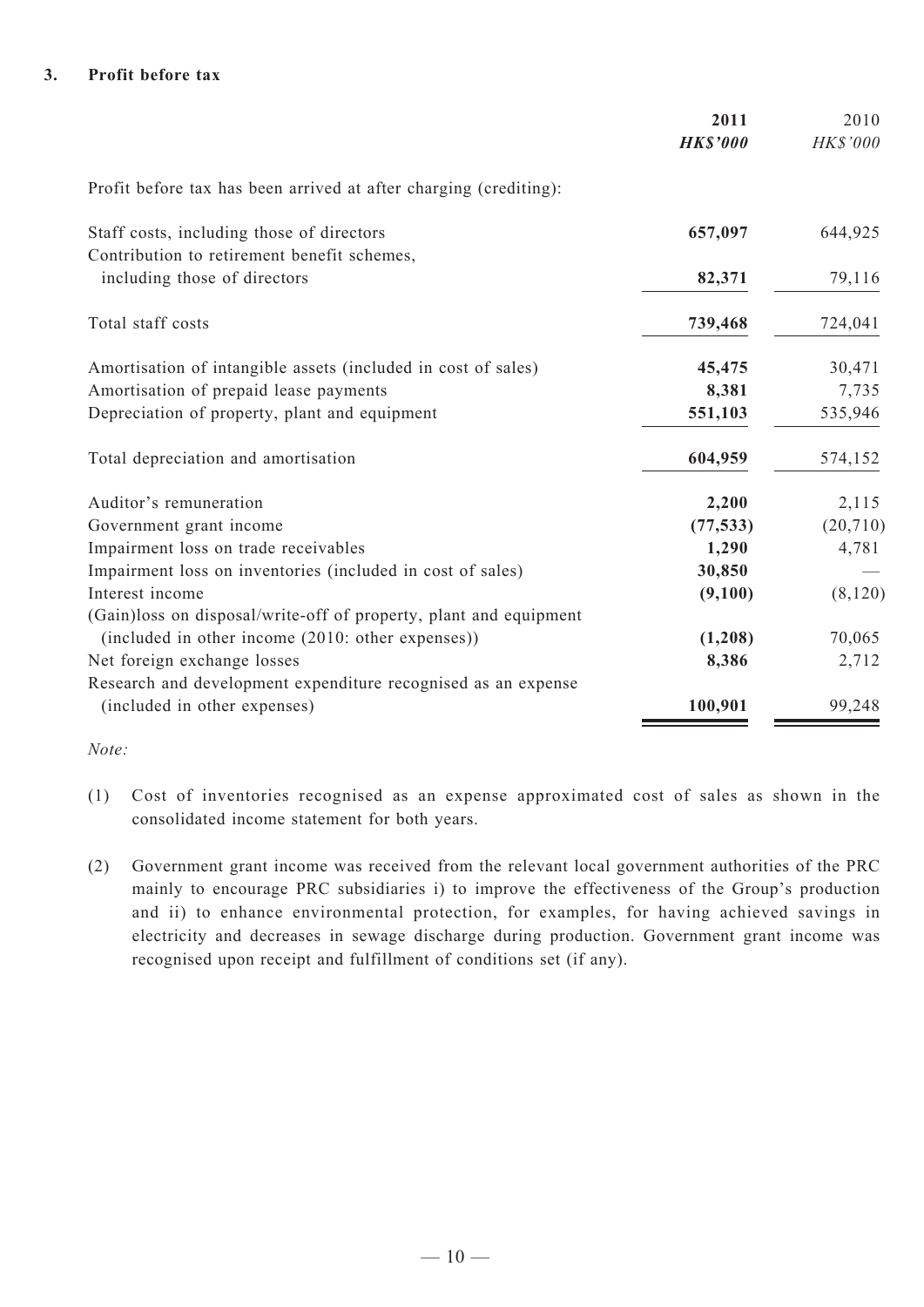### 3. Profit before tax

| | **2011** | 2010 |
|---|---|---|
| | ***HK$'000*** | *HK$'000* |
| Profit before tax has been arrived at after charging (crediting): | | |
| Staff costs, including those of directors | **657,097** | 644,925 |
| Contribution to retirement benefit schemes, including those of directors | **82,371** | 79,116 |
| Total staff costs | **739,468** | 724,041 |
| Amortisation of intangible assets (included in cost of sales) | **45,475** | 30,471 |
| Amortisation of prepaid lease payments | **8,381** | 7,735 |
| Depreciation of property, plant and equipment | **551,103** | 535,946 |
| Total depreciation and amortisation | **604,959** | 574,152 |
| Auditor's remuneration | **2,200** | 2,115 |
| Government grant income | **(77,533)** | (20,710) |
| Impairment loss on trade receivables | **1,290** | 4,781 |
| Impairment loss on inventories (included in cost of sales) | **30,850** | — |
| Interest income | **(9,100)** | (8,120) |
| (Gain)loss on disposal/write-off of property, plant and equipment (included in other income (2010: other expenses)) | **(1,208)** | 70,065 |
| Net foreign exchange losses | **8,386** | 2,712 |
| Research and development expenditure recognised as an expense (included in other expenses) | **100,901** | 99,248 |

*Note:*

(1) Cost of inventories recognised as an expense approximated cost of sales as shown in the consolidated income statement for both years.

(2) Government grant income was received from the relevant local government authorities of the PRC mainly to encourage PRC subsidiaries i) to improve the effectiveness of the Group's production and ii) to enhance environmental protection, for examples, for having achieved savings in electricity and decreases in sewage discharge during production. Government grant income was recognised upon receipt and fulfillment of conditions set (if any).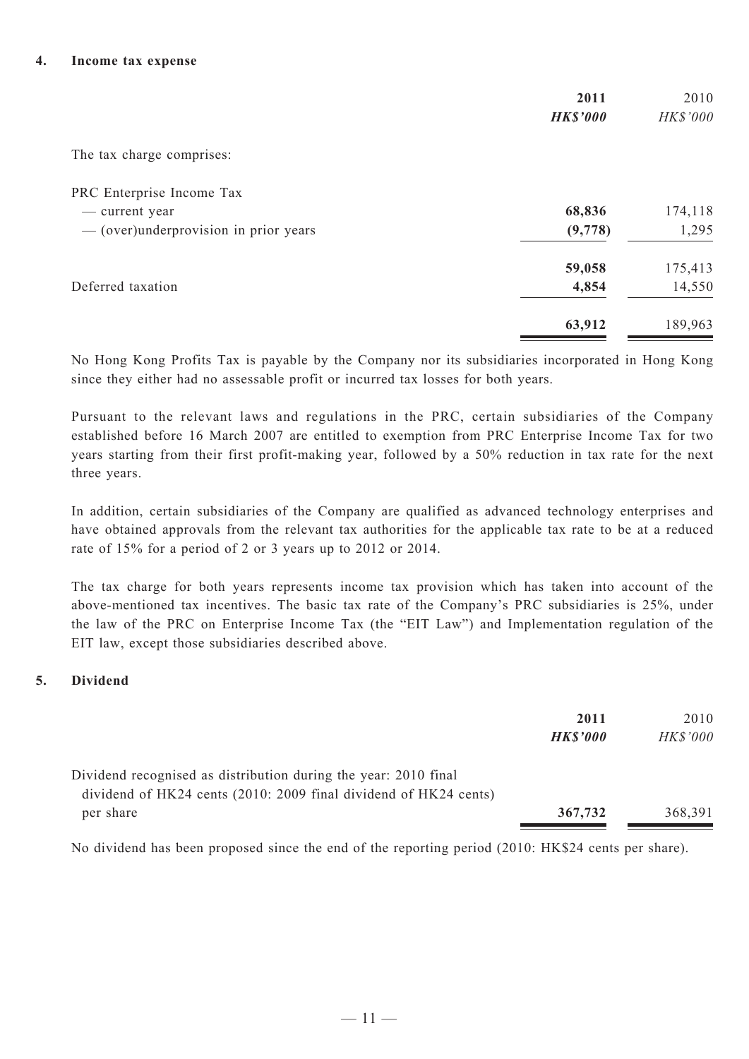## 4. Income tax expense

| | 2011 | 2010 |
|---|---|---|
| | ***HK$'000*** | *HK$'000* |
| The tax charge comprises: | | |
| PRC Enterprise Income Tax | | |
| — current year | **68,836** | 174,118 |
| — (over)underprovision in prior years | **(9,778)** | 1,295 |
| | **59,058** | 175,413 |
| Deferred taxation | **4,854** | 14,550 |
| | **63,912** | 189,963 |

No Hong Kong Profits Tax is payable by the Company nor its subsidiaries incorporated in Hong Kong since they either had no assessable profit or incurred tax losses for both years.

Pursuant to the relevant laws and regulations in the PRC, certain subsidiaries of the Company established before 16 March 2007 are entitled to exemption from PRC Enterprise Income Tax for two years starting from their first profit-making year, followed by a 50% reduction in tax rate for the next three years.

In addition, certain subsidiaries of the Company are qualified as advanced technology enterprises and have obtained approvals from the relevant tax authorities for the applicable tax rate to be at a reduced rate of 15% for a period of 2 or 3 years up to 2012 or 2014.

The tax charge for both years represents income tax provision which has taken into account of the above-mentioned tax incentives. The basic tax rate of the Company's PRC subsidiaries is 25%, under the law of the PRC on Enterprise Income Tax (the "EIT Law") and Implementation regulation of the EIT law, except those subsidiaries described above.

## 5. Dividend

| | 2011 | 2010 |
|---|---|---|
| | ***HK$'000*** | *HK$'000* |
| Dividend recognised as distribution during the year: 2010 final dividend of HK24 cents (2010: 2009 final dividend of HK24 cents) per share | **367,732** | 368,391 |

No dividend has been proposed since the end of the reporting period (2010: HK$24 cents per share).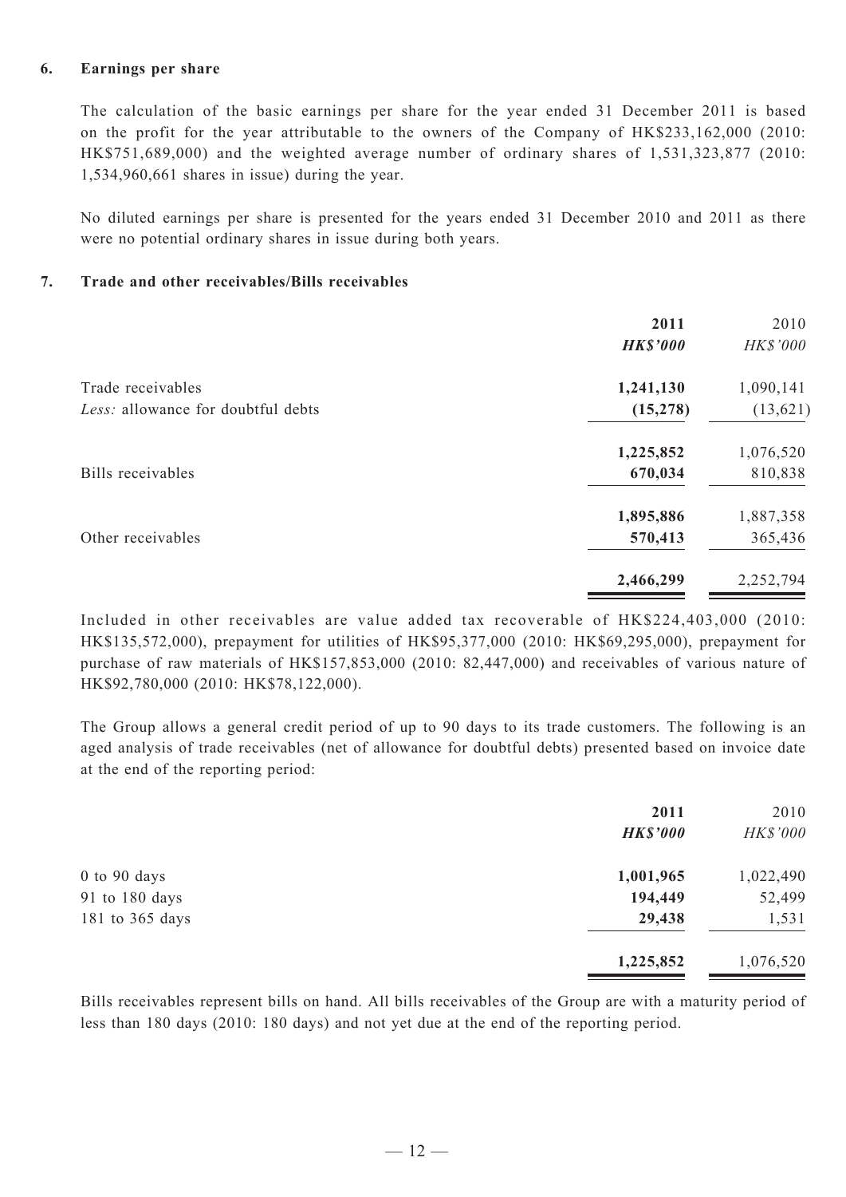## 6. Earnings per share

The calculation of the basic earnings per share for the year ended 31 December 2011 is based on the profit for the year attributable to the owners of the Company of HK$233,162,000 (2010: HK$751,689,000) and the weighted average number of ordinary shares of 1,531,323,877 (2010: 1,534,960,661 shares in issue) during the year.

No diluted earnings per share is presented for the years ended 31 December 2010 and 2011 as there were no potential ordinary shares in issue during both years.

## 7. Trade and other receivables/Bills receivables

| | **2011** | 2010 |
|---|---|---|
| | ***HK$'000*** | *HK$'000* |
| Trade receivables | **1,241,130** | 1,090,141 |
| *Less:* allowance for doubtful debts | **(15,278)** | (13,621) |
| | **1,225,852** | 1,076,520 |
| Bills receivables | **670,034** | 810,838 |
| | **1,895,886** | 1,887,358 |
| Other receivables | **570,413** | 365,436 |
| | **2,466,299** | 2,252,794 |

Included in other receivables are value added tax recoverable of HK$224,403,000 (2010: HK$135,572,000), prepayment for utilities of HK$95,377,000 (2010: HK$69,295,000), prepayment for purchase of raw materials of HK$157,853,000 (2010: 82,447,000) and receivables of various nature of HK$92,780,000 (2010: HK$78,122,000).

The Group allows a general credit period of up to 90 days to its trade customers. The following is an aged analysis of trade receivables (net of allowance for doubtful debts) presented based on invoice date at the end of the reporting period:

| | **2011** | 2010 |
|---|---|---|
| | ***HK$'000*** | *HK$'000* |
| 0 to 90 days | **1,001,965** | 1,022,490 |
| 91 to 180 days | **194,449** | 52,499 |
| 181 to 365 days | **29,438** | 1,531 |
| | **1,225,852** | 1,076,520 |

Bills receivables represent bills on hand. All bills receivables of the Group are with a maturity period of less than 180 days (2010: 180 days) and not yet due at the end of the reporting period.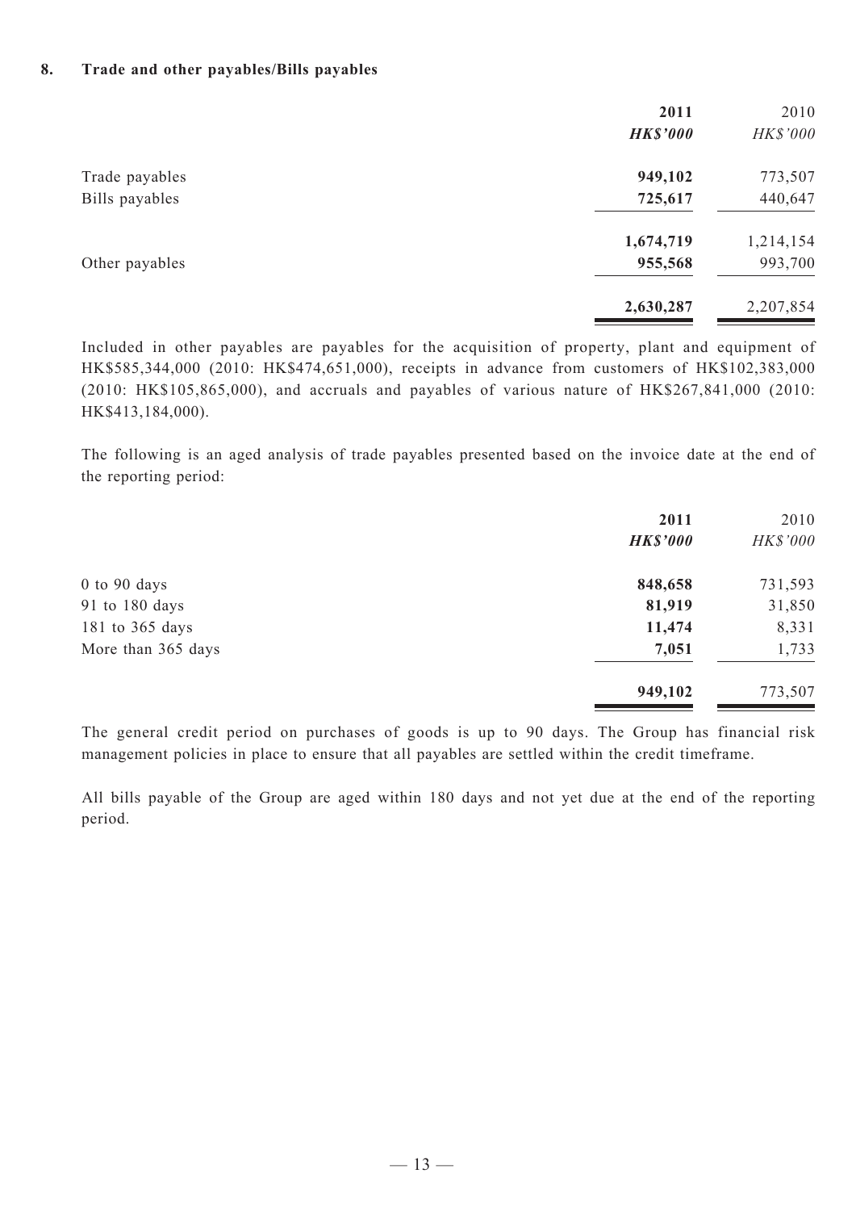## 8. Trade and other payables/Bills payables

| | 2011 | 2010 |
|---|---|---|
| | ***HK$'000*** | *HK$'000* |
| Trade payables | **949,102** | 773,507 |
| Bills payables | **725,617** | 440,647 |
| | **1,674,719** | 1,214,154 |
| Other payables | **955,568** | 993,700 |
| | **2,630,287** | 2,207,854 |

Included in other payables are payables for the acquisition of property, plant and equipment of HK$585,344,000 (2010: HK$474,651,000), receipts in advance from customers of HK$102,383,000 (2010: HK$105,865,000), and accruals and payables of various nature of HK$267,841,000 (2010: HK$413,184,000).

The following is an aged analysis of trade payables presented based on the invoice date at the end of the reporting period:

| | 2011 | 2010 |
|---|---|---|
| | ***HK$'000*** | *HK$'000* |
| 0 to 90 days | **848,658** | 731,593 |
| 91 to 180 days | **81,919** | 31,850 |
| 181 to 365 days | **11,474** | 8,331 |
| More than 365 days | **7,051** | 1,733 |
| | **949,102** | 773,507 |

The general credit period on purchases of goods is up to 90 days. The Group has financial risk management policies in place to ensure that all payables are settled within the credit timeframe.

All bills payable of the Group are aged within 180 days and not yet due at the end of the reporting period.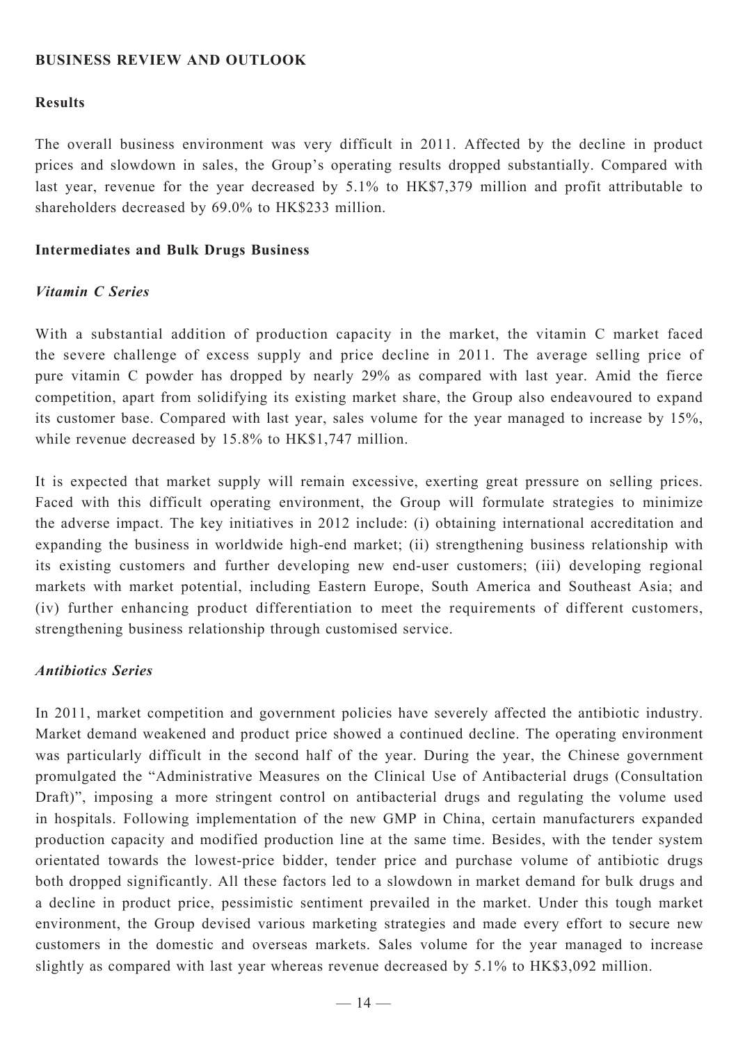## BUSINESS REVIEW AND OUTLOOK

### Results

The overall business environment was very difficult in 2011. Affected by the decline in product prices and slowdown in sales, the Group's operating results dropped substantially. Compared with last year, revenue for the year decreased by 5.1% to HK$7,379 million and profit attributable to shareholders decreased by 69.0% to HK$233 million.

### Intermediates and Bulk Drugs Business

#### *Vitamin C Series*

With a substantial addition of production capacity in the market, the vitamin C market faced the severe challenge of excess supply and price decline in 2011. The average selling price of pure vitamin C powder has dropped by nearly 29% as compared with last year. Amid the fierce competition, apart from solidifying its existing market share, the Group also endeavoured to expand its customer base. Compared with last year, sales volume for the year managed to increase by 15%, while revenue decreased by 15.8% to HK$1,747 million.

It is expected that market supply will remain excessive, exerting great pressure on selling prices. Faced with this difficult operating environment, the Group will formulate strategies to minimize the adverse impact. The key initiatives in 2012 include: (i) obtaining international accreditation and expanding the business in worldwide high-end market; (ii) strengthening business relationship with its existing customers and further developing new end-user customers; (iii) developing regional markets with market potential, including Eastern Europe, South America and Southeast Asia; and (iv) further enhancing product differentiation to meet the requirements of different customers, strengthening business relationship through customised service.

#### *Antibiotics Series*

In 2011, market competition and government policies have severely affected the antibiotic industry. Market demand weakened and product price showed a continued decline. The operating environment was particularly difficult in the second half of the year. During the year, the Chinese government promulgated the "Administrative Measures on the Clinical Use of Antibacterial drugs (Consultation Draft)", imposing a more stringent control on antibacterial drugs and regulating the volume used in hospitals. Following implementation of the new GMP in China, certain manufacturers expanded production capacity and modified production line at the same time. Besides, with the tender system orientated towards the lowest-price bidder, tender price and purchase volume of antibiotic drugs both dropped significantly. All these factors led to a slowdown in market demand for bulk drugs and a decline in product price, pessimistic sentiment prevailed in the market. Under this tough market environment, the Group devised various marketing strategies and made every effort to secure new customers in the domestic and overseas markets. Sales volume for the year managed to increase slightly as compared with last year whereas revenue decreased by 5.1% to HK$3,092 million.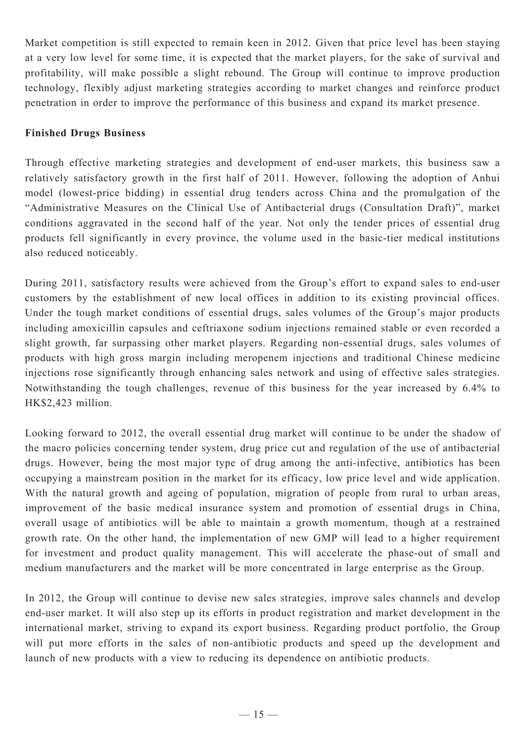Market competition is still expected to remain keen in 2012. Given that price level has been staying at a very low level for some time, it is expected that the market players, for the sake of survival and profitability, will make possible a slight rebound. The Group will continue to improve production technology, flexibly adjust marketing strategies according to market changes and reinforce product penetration in order to improve the performance of this business and expand its market presence.

**Finished Drugs Business**

Through effective marketing strategies and development of end-user markets, this business saw a relatively satisfactory growth in the first half of 2011. However, following the adoption of Anhui model (lowest-price bidding) in essential drug tenders across China and the promulgation of the "Administrative Measures on the Clinical Use of Antibacterial drugs (Consultation Draft)", market conditions aggravated in the second half of the year. Not only the tender prices of essential drug products fell significantly in every province, the volume used in the basic-tier medical institutions also reduced noticeably.

During 2011, satisfactory results were achieved from the Group's effort to expand sales to end-user customers by the establishment of new local offices in addition to its existing provincial offices. Under the tough market conditions of essential drugs, sales volumes of the Group's major products including amoxicillin capsules and ceftriaxone sodium injections remained stable or even recorded a slight growth, far surpassing other market players. Regarding non-essential drugs, sales volumes of products with high gross margin including meropenem injections and traditional Chinese medicine injections rose significantly through enhancing sales network and using of effective sales strategies. Notwithstanding the tough challenges, revenue of this business for the year increased by 6.4% to HK$2,423 million.

Looking forward to 2012, the overall essential drug market will continue to be under the shadow of the macro policies concerning tender system, drug price cut and regulation of the use of antibacterial drugs. However, being the most major type of drug among the anti-infective, antibiotics has been occupying a mainstream position in the market for its efficacy, low price level and wide application. With the natural growth and ageing of population, migration of people from rural to urban areas, improvement of the basic medical insurance system and promotion of essential drugs in China, overall usage of antibiotics will be able to maintain a growth momentum, though at a restrained growth rate. On the other hand, the implementation of new GMP will lead to a higher requirement for investment and product quality management. This will accelerate the phase-out of small and medium manufacturers and the market will be more concentrated in large enterprise as the Group.

In 2012, the Group will continue to devise new sales strategies, improve sales channels and develop end-user market. It will also step up its efforts in product registration and market development in the international market, striving to expand its export business. Regarding product portfolio, the Group will put more efforts in the sales of non-antibiotic products and speed up the development and launch of new products with a view to reducing its dependence on antibiotic products.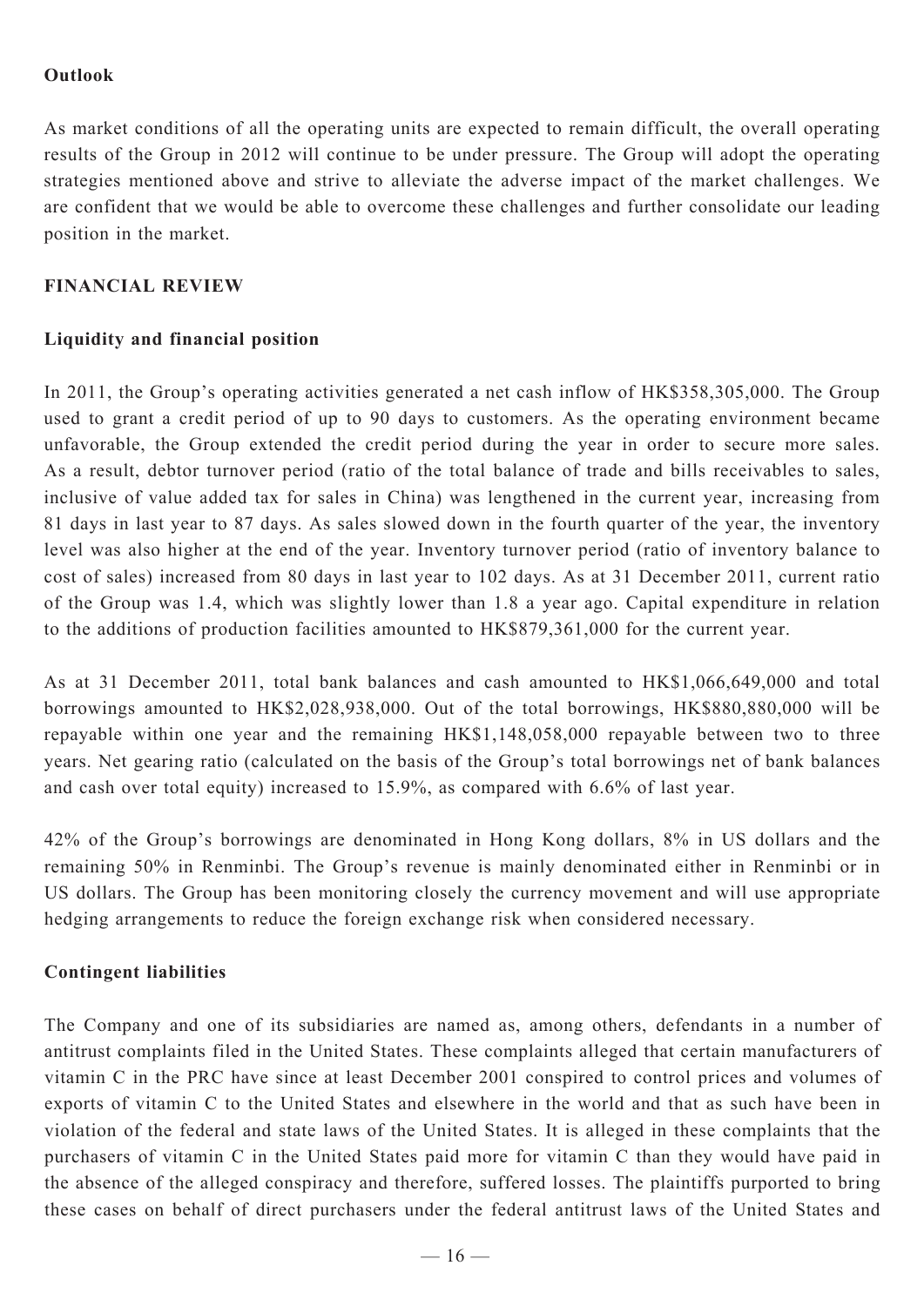### Outlook

As market conditions of all the operating units are expected to remain difficult, the overall operating results of the Group in 2012 will continue to be under pressure. The Group will adopt the operating strategies mentioned above and strive to alleviate the adverse impact of the market challenges. We are confident that we would be able to overcome these challenges and further consolidate our leading position in the market.

## FINANCIAL REVIEW

### Liquidity and financial position

In 2011, the Group's operating activities generated a net cash inflow of HK$358,305,000. The Group used to grant a credit period of up to 90 days to customers. As the operating environment became unfavorable, the Group extended the credit period during the year in order to secure more sales. As a result, debtor turnover period (ratio of the total balance of trade and bills receivables to sales, inclusive of value added tax for sales in China) was lengthened in the current year, increasing from 81 days in last year to 87 days. As sales slowed down in the fourth quarter of the year, the inventory level was also higher at the end of the year. Inventory turnover period (ratio of inventory balance to cost of sales) increased from 80 days in last year to 102 days. As at 31 December 2011, current ratio of the Group was 1.4, which was slightly lower than 1.8 a year ago. Capital expenditure in relation to the additions of production facilities amounted to HK$879,361,000 for the current year.

As at 31 December 2011, total bank balances and cash amounted to HK$1,066,649,000 and total borrowings amounted to HK$2,028,938,000. Out of the total borrowings, HK$880,880,000 will be repayable within one year and the remaining HK$1,148,058,000 repayable between two to three years. Net gearing ratio (calculated on the basis of the Group's total borrowings net of bank balances and cash over total equity) increased to 15.9%, as compared with 6.6% of last year.

42% of the Group's borrowings are denominated in Hong Kong dollars, 8% in US dollars and the remaining 50% in Renminbi. The Group's revenue is mainly denominated either in Renminbi or in US dollars. The Group has been monitoring closely the currency movement and will use appropriate hedging arrangements to reduce the foreign exchange risk when considered necessary.

### Contingent liabilities

The Company and one of its subsidiaries are named as, among others, defendants in a number of antitrust complaints filed in the United States. These complaints alleged that certain manufacturers of vitamin C in the PRC have since at least December 2001 conspired to control prices and volumes of exports of vitamin C to the United States and elsewhere in the world and that as such have been in violation of the federal and state laws of the United States. It is alleged in these complaints that the purchasers of vitamin C in the United States paid more for vitamin C than they would have paid in the absence of the alleged conspiracy and therefore, suffered losses. The plaintiffs purported to bring these cases on behalf of direct purchasers under the federal antitrust laws of the United States and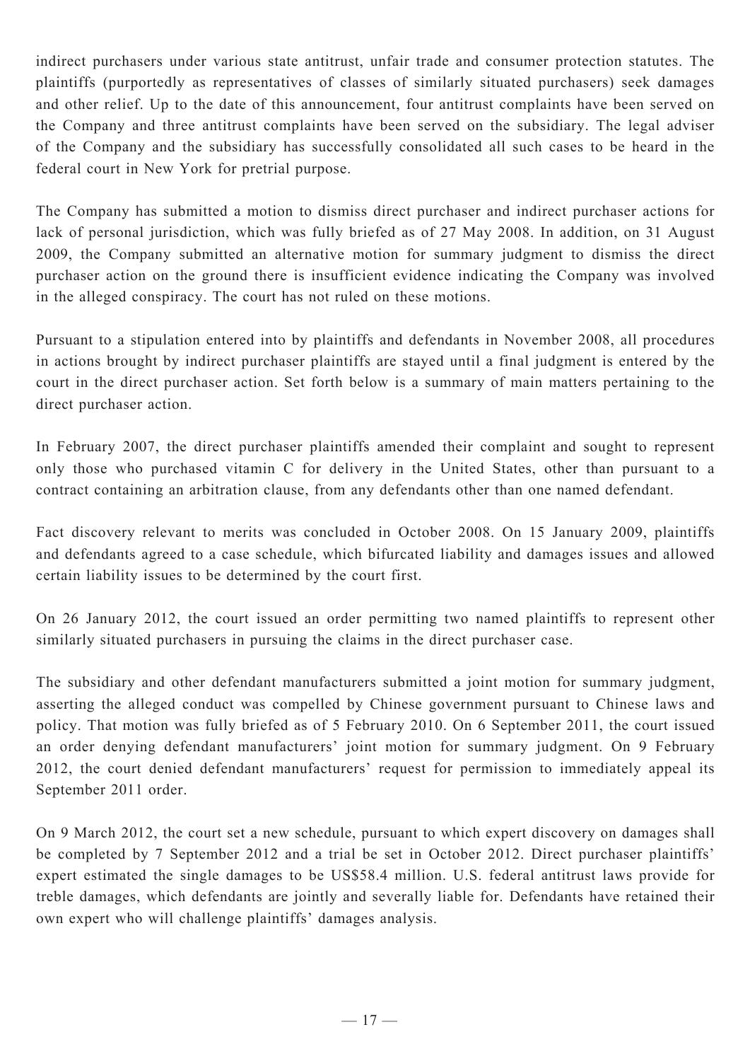indirect purchasers under various state antitrust, unfair trade and consumer protection statutes. The plaintiffs (purportedly as representatives of classes of similarly situated purchasers) seek damages and other relief. Up to the date of this announcement, four antitrust complaints have been served on the Company and three antitrust complaints have been served on the subsidiary. The legal adviser of the Company and the subsidiary has successfully consolidated all such cases to be heard in the federal court in New York for pretrial purpose.

The Company has submitted a motion to dismiss direct purchaser and indirect purchaser actions for lack of personal jurisdiction, which was fully briefed as of 27 May 2008. In addition, on 31 August 2009, the Company submitted an alternative motion for summary judgment to dismiss the direct purchaser action on the ground there is insufficient evidence indicating the Company was involved in the alleged conspiracy. The court has not ruled on these motions.

Pursuant to a stipulation entered into by plaintiffs and defendants in November 2008, all procedures in actions brought by indirect purchaser plaintiffs are stayed until a final judgment is entered by the court in the direct purchaser action. Set forth below is a summary of main matters pertaining to the direct purchaser action.

In February 2007, the direct purchaser plaintiffs amended their complaint and sought to represent only those who purchased vitamin C for delivery in the United States, other than pursuant to a contract containing an arbitration clause, from any defendants other than one named defendant.

Fact discovery relevant to merits was concluded in October 2008. On 15 January 2009, plaintiffs and defendants agreed to a case schedule, which bifurcated liability and damages issues and allowed certain liability issues to be determined by the court first.

On 26 January 2012, the court issued an order permitting two named plaintiffs to represent other similarly situated purchasers in pursuing the claims in the direct purchaser case.

The subsidiary and other defendant manufacturers submitted a joint motion for summary judgment, asserting the alleged conduct was compelled by Chinese government pursuant to Chinese laws and policy. That motion was fully briefed as of 5 February 2010. On 6 September 2011, the court issued an order denying defendant manufacturers' joint motion for summary judgment. On 9 February 2012, the court denied defendant manufacturers' request for permission to immediately appeal its September 2011 order.

On 9 March 2012, the court set a new schedule, pursuant to which expert discovery on damages shall be completed by 7 September 2012 and a trial be set in October 2012. Direct purchaser plaintiffs' expert estimated the single damages to be US$58.4 million. U.S. federal antitrust laws provide for treble damages, which defendants are jointly and severally liable for. Defendants have retained their own expert who will challenge plaintiffs' damages analysis.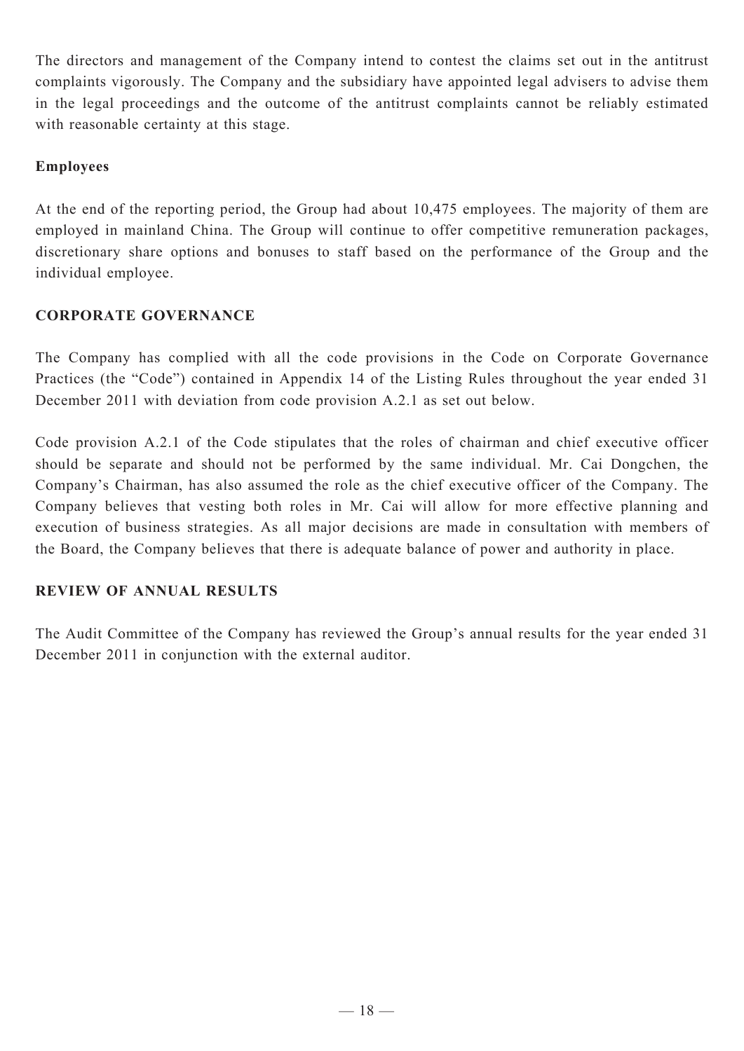The directors and management of the Company intend to contest the claims set out in the antitrust complaints vigorously. The Company and the subsidiary have appointed legal advisers to advise them in the legal proceedings and the outcome of the antitrust complaints cannot be reliably estimated with reasonable certainty at this stage.

**Employees**

At the end of the reporting period, the Group had about 10,475 employees. The majority of them are employed in mainland China. The Group will continue to offer competitive remuneration packages, discretionary share options and bonuses to staff based on the performance of the Group and the individual employee.

## CORPORATE GOVERNANCE

The Company has complied with all the code provisions in the Code on Corporate Governance Practices (the "Code") contained in Appendix 14 of the Listing Rules throughout the year ended 31 December 2011 with deviation from code provision A.2.1 as set out below.

Code provision A.2.1 of the Code stipulates that the roles of chairman and chief executive officer should be separate and should not be performed by the same individual. Mr. Cai Dongchen, the Company's Chairman, has also assumed the role as the chief executive officer of the Company. The Company believes that vesting both roles in Mr. Cai will allow for more effective planning and execution of business strategies. As all major decisions are made in consultation with members of the Board, the Company believes that there is adequate balance of power and authority in place.

## REVIEW OF ANNUAL RESULTS

The Audit Committee of the Company has reviewed the Group's annual results for the year ended 31 December 2011 in conjunction with the external auditor.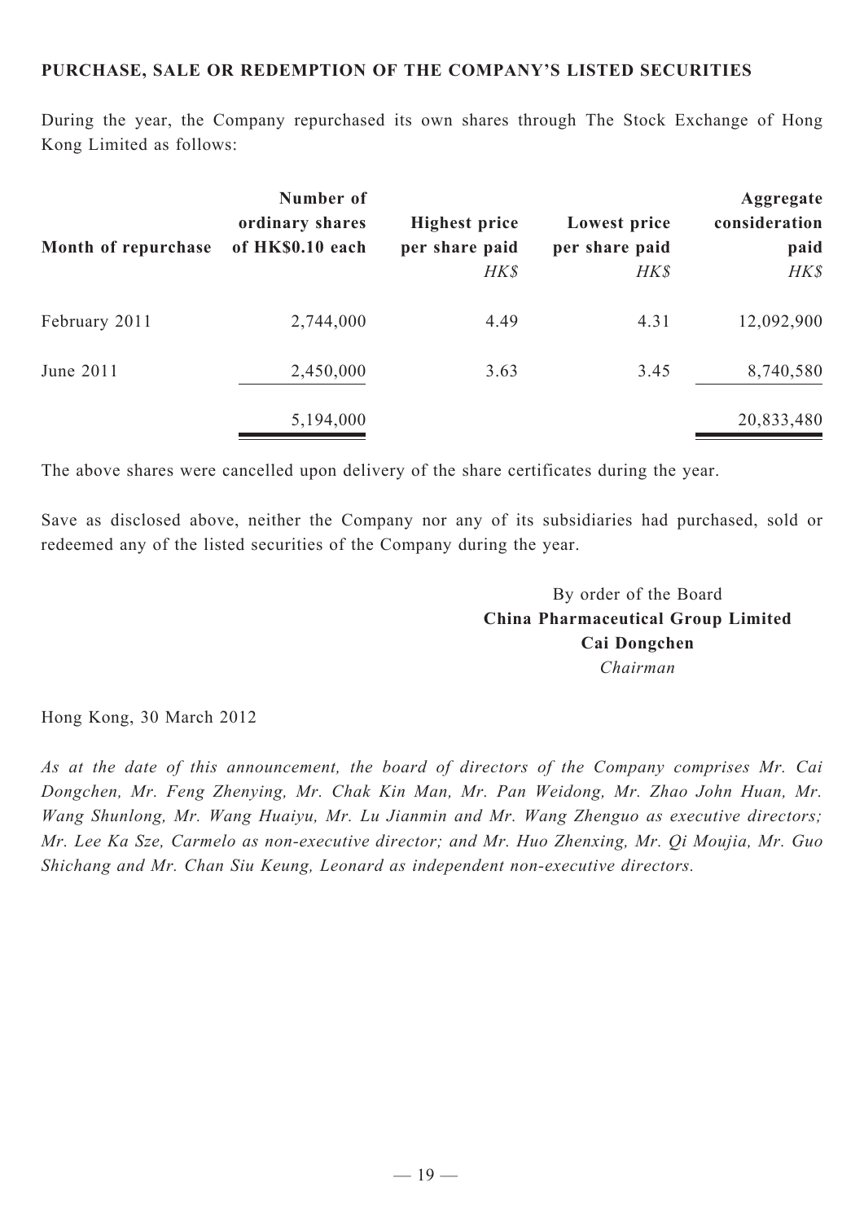**PURCHASE, SALE OR REDEMPTION OF THE COMPANY'S LISTED SECURITIES**

During the year, the Company repurchased its own shares through The Stock Exchange of Hong Kong Limited as follows:

| Month of repurchase | Number of ordinary shares of HK$0.10 each | Highest price per share paid *HK$* | Lowest price per share paid *HK$* | Aggregate consideration paid *HK$* |
|---|---|---|---|---|
| February 2011 | 2,744,000 | 4.49 | 4.31 | 12,092,900 |
| June 2011 | 2,450,000 | 3.63 | 3.45 | 8,740,580 |
| | 5,194,000 | | | 20,833,480 |

The above shares were cancelled upon delivery of the share certificates during the year.

Save as disclosed above, neither the Company nor any of its subsidiaries had purchased, sold or redeemed any of the listed securities of the Company during the year.

By order of the Board
**China Pharmaceutical Group Limited**
**Cai Dongchen**
*Chairman*

Hong Kong, 30 March 2012

*As at the date of this announcement, the board of directors of the Company comprises Mr. Cai Dongchen, Mr. Feng Zhenying, Mr. Chak Kin Man, Mr. Pan Weidong, Mr. Zhao John Huan, Mr. Wang Shunlong, Mr. Wang Huaiyu, Mr. Lu Jianmin and Mr. Wang Zhenguo as executive directors; Mr. Lee Ka Sze, Carmelo as non-executive director; and Mr. Huo Zhenxing, Mr. Qi Moujia, Mr. Guo Shichang and Mr. Chan Siu Keung, Leonard as independent non-executive directors.*